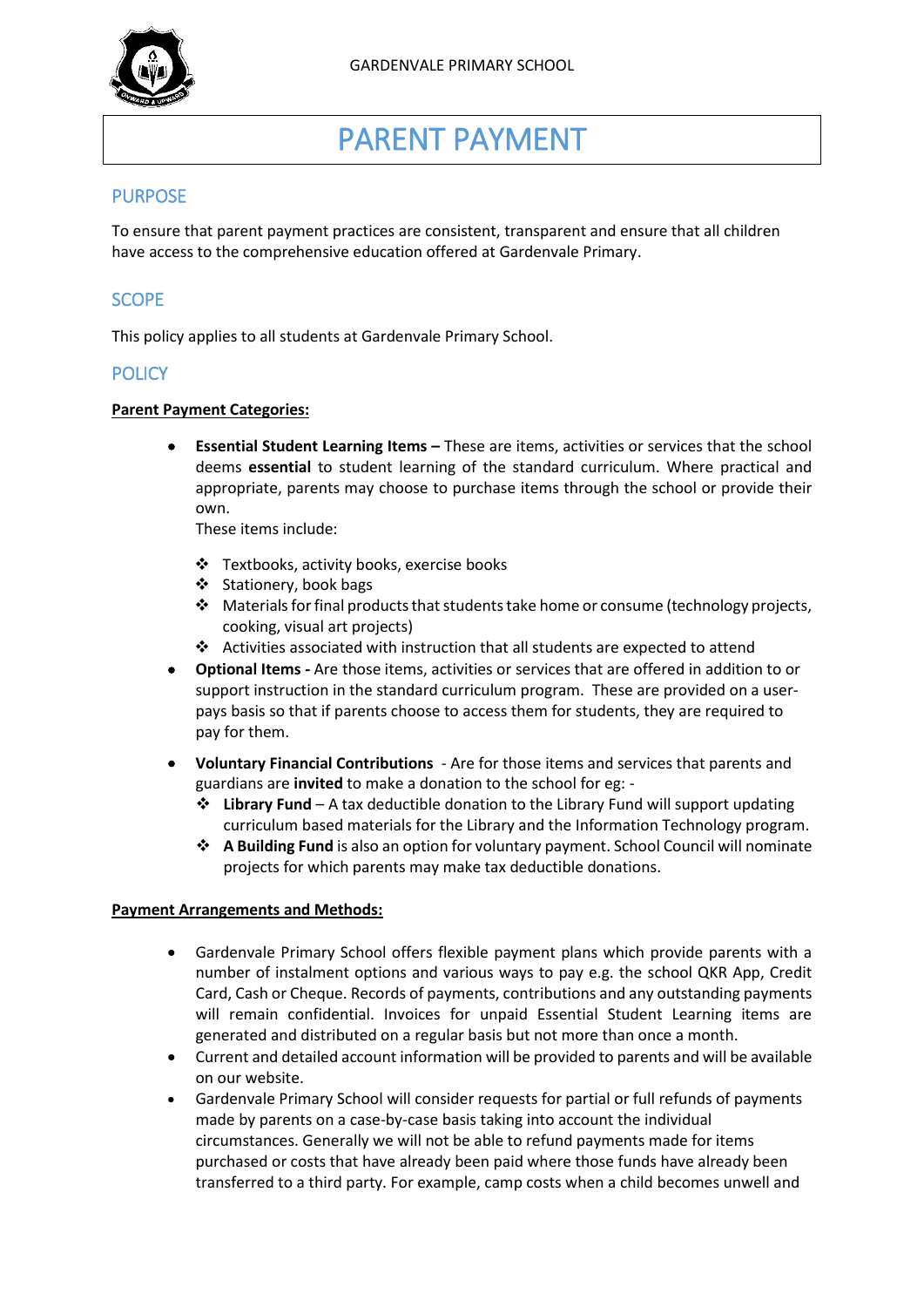GARDENVALE PRIMARY SCHOOL

# PARENT PAYMENT

## PURPOSE

To ensure that parent payment practices are consistent, transparent and ensure that all children have access to the comprehensive education offered at Gardenvale Primary.

## SCOPE

This policy applies to all students at Gardenvale Primary School.

## POLICY

**Parent Payment Categories:**

- **Essential Student Learning Items –** These are items, activities or services that the school deems **essential** to student learning of the standard curriculum. Where practical and appropriate, parents may choose to purchase items through the school or provide their own.
  These items include:
  - Textbooks, activity books, exercise books
  - Stationery, book bags
  - Materials for final products that students take home or consume (technology projects, cooking, visual art projects)
  - Activities associated with instruction that all students are expected to attend
- **Optional Items -** Are those items, activities or services that are offered in addition to or support instruction in the standard curriculum program. These are provided on a user-pays basis so that if parents choose to access them for students, they are required to pay for them.
- **Voluntary Financial Contributions** - Are for those items and services that parents and guardians are **invited** to make a donation to the school for eg: -
  - **Library Fund** – A tax deductible donation to the Library Fund will support updating curriculum based materials for the Library and the Information Technology program.
  - **A Building Fund** is also an option for voluntary payment. School Council will nominate projects for which parents may make tax deductible donations.

**Payment Arrangements and Methods:**

- Gardenvale Primary School offers flexible payment plans which provide parents with a number of instalment options and various ways to pay e.g. the school QKR App, Credit Card, Cash or Cheque. Records of payments, contributions and any outstanding payments will remain confidential. Invoices for unpaid Essential Student Learning items are generated and distributed on a regular basis but not more than once a month.
- Current and detailed account information will be provided to parents and will be available on our website.
- Gardenvale Primary School will consider requests for partial or full refunds of payments made by parents on a case-by-case basis taking into account the individual circumstances. Generally we will not be able to refund payments made for items purchased or costs that have already been paid where those funds have already been transferred to a third party. For example, camp costs when a child becomes unwell and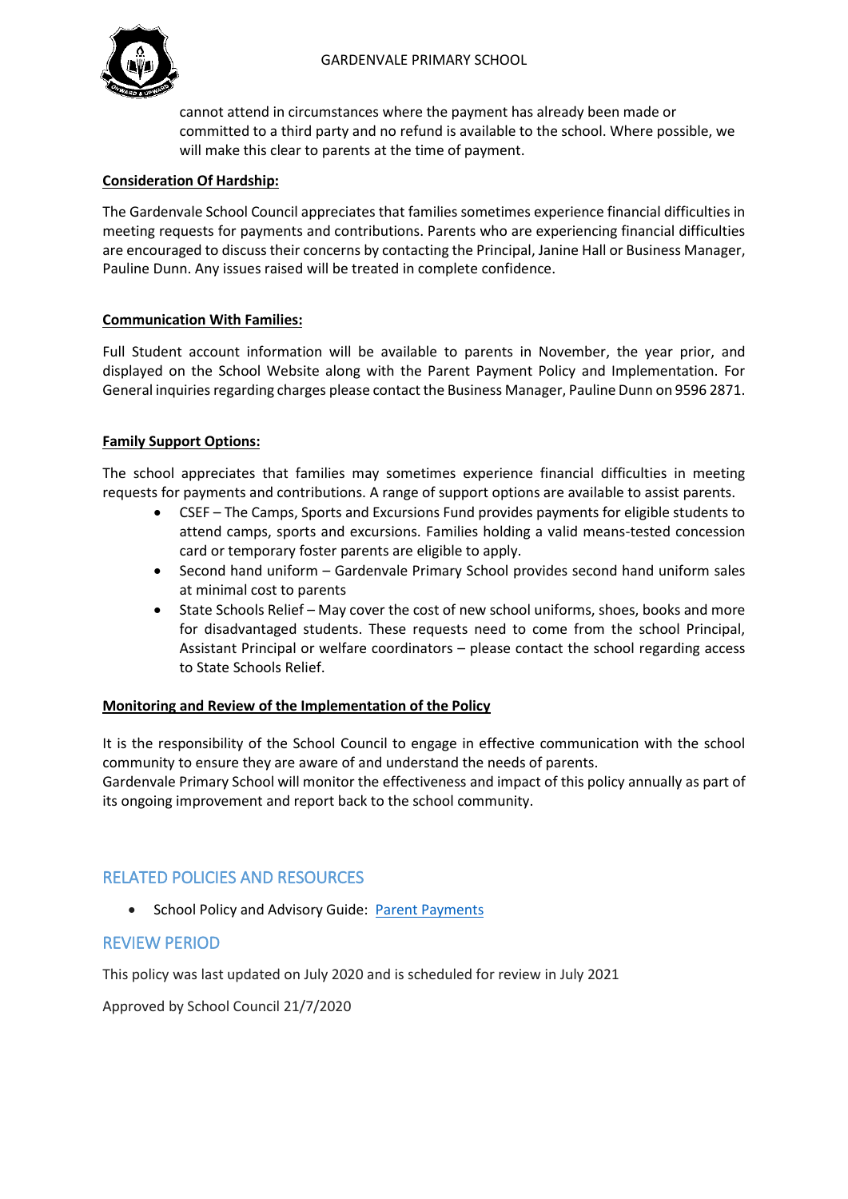cannot attend in circumstances where the payment has already been made or committed to a third party and no refund is available to the school. Where possible, we will make this clear to parents at the time of payment.

**Consideration Of Hardship:**

The Gardenvale School Council appreciates that families sometimes experience financial difficulties in meeting requests for payments and contributions. Parents who are experiencing financial difficulties are encouraged to discuss their concerns by contacting the Principal, Janine Hall or Business Manager, Pauline Dunn. Any issues raised will be treated in complete confidence.

**Communication With Families:**

Full Student account information will be available to parents in November, the year prior, and displayed on the School Website along with the Parent Payment Policy and Implementation. For General inquiries regarding charges please contact the Business Manager, Pauline Dunn on 9596 2871.

**Family Support Options:**

The school appreciates that families may sometimes experience financial difficulties in meeting requests for payments and contributions. A range of support options are available to assist parents.

- CSEF – The Camps, Sports and Excursions Fund provides payments for eligible students to attend camps, sports and excursions. Families holding a valid means-tested concession card or temporary foster parents are eligible to apply.
- Second hand uniform – Gardenvale Primary School provides second hand uniform sales at minimal cost to parents
- State Schools Relief – May cover the cost of new school uniforms, shoes, books and more for disadvantaged students. These requests need to come from the school Principal, Assistant Principal or welfare coordinators – please contact the school regarding access to State Schools Relief.

**Monitoring and Review of the Implementation of the Policy**

It is the responsibility of the School Council to engage in effective communication with the school community to ensure they are aware of and understand the needs of parents.
Gardenvale Primary School will monitor the effectiveness and impact of this policy annually as part of its ongoing improvement and report back to the school community.

## RELATED POLICIES AND RESOURCES

- School Policy and Advisory Guide: Parent Payments

## REVIEW PERIOD

This policy was last updated on July 2020 and is scheduled for review in July 2021

Approved by School Council 21/7/2020